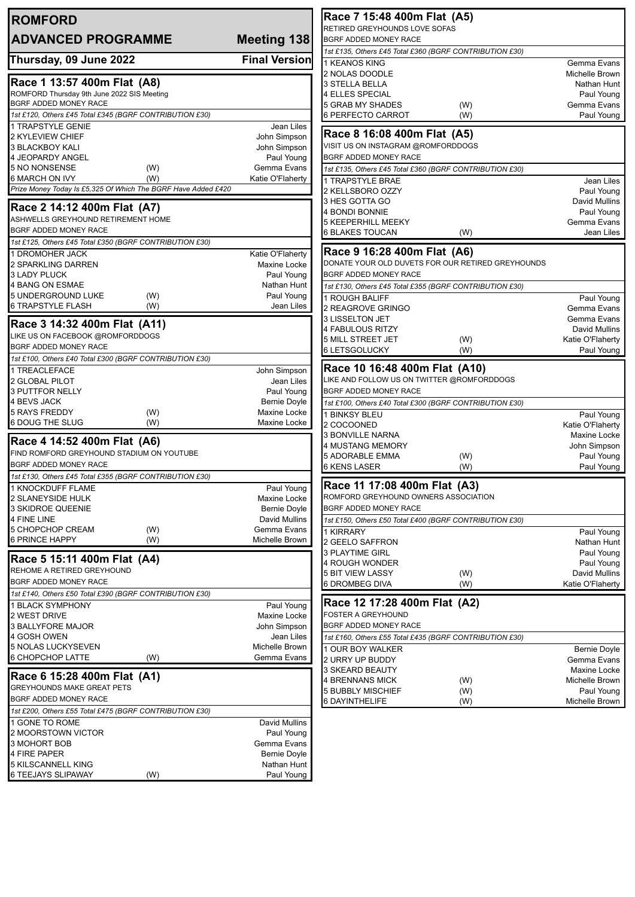# ROMFORD

## ADVANCED PROGRAMME — Meeting 138

**Thursday, 09 June 2022** — **Final Version**

### Race 1 13:57 400m Flat (A8)

ROMFORD Thursday 9th June 2022 SIS Meeting
BGRF ADDED MONEY RACE

*1st £120, Others £45 Total £345 (BGRF CONTRIBUTION £30)*

| Trap | Greyhound | | Trainer |
|---|---|---|---|
| 1 | TRAPSTYLE GENIE | | Jean Liles |
| 2 | KYLEVIEW CHIEF | | John Simpson |
| 3 | BLACKBOY KALI | | John Simpson |
| 4 | JEOPARDY ANGEL | | Paul Young |
| 5 | NO NONSENSE | (W) | Gemma Evans |
| 6 | MARCH ON IVY | (W) | Katie O'Flaherty |

*Prize Money Today Is £5,325 Of Which The BGRF Have Added £420*

### Race 2 14:12 400m Flat (A7)

ASHWELLS GREYHOUND RETIREMENT HOME
BGRF ADDED MONEY RACE

*1st £125, Others £45 Total £350 (BGRF CONTRIBUTION £30)*

| Trap | Greyhound | | Trainer |
|---|---|---|---|
| 1 | DROMOHER JACK | | Katie O'Flaherty |
| 2 | SPARKLING DARREN | | Maxine Locke |
| 3 | LADY PLUCK | | Paul Young |
| 4 | BANG ON ESMAE | | Nathan Hunt |
| 5 | UNDERGROUND LUKE | (W) | Paul Young |
| 6 | TRAPSTYLE FLASH | (W) | Jean Liles |

### Race 3 14:32 400m Flat (A11)

LIKE US ON FACEBOOK @ROMFORDDOGS
BGRF ADDED MONEY RACE

*1st £100, Others £40 Total £300 (BGRF CONTRIBUTION £30)*

| Trap | Greyhound | | Trainer |
|---|---|---|---|
| 1 | TREACLEFACE | | John Simpson |
| 2 | GLOBAL PILOT | | Jean Liles |
| 3 | PUTTFOR NELLY | | Paul Young |
| 4 | BEVS JACK | | Bernie Doyle |
| 5 | RAYS FREDDY | (W) | Maxine Locke |
| 6 | DOUG THE SLUG | (W) | Maxine Locke |

### Race 4 14:52 400m Flat (A6)

FIND ROMFORD GREYHOUND STADIUM ON YOUTUBE
BGRF ADDED MONEY RACE

*1st £130, Others £45 Total £355 (BGRF CONTRIBUTION £30)*

| Trap | Greyhound | | Trainer |
|---|---|---|---|
| 1 | KNOCKDUFF FLAME | | Paul Young |
| 2 | SLANEYSIDE HULK | | Maxine Locke |
| 3 | SKIDROE QUEENIE | | Bernie Doyle |
| 4 | FINE LINE | | David Mullins |
| 5 | CHOPCHOP CREAM | (W) | Gemma Evans |
| 6 | PRINCE HAPPY | (W) | Michelle Brown |

### Race 5 15:11 400m Flat (A4)

REHOME A RETIRED GREYHOUND
BGRF ADDED MONEY RACE

*1st £140, Others £50 Total £390 (BGRF CONTRIBUTION £30)*

| Trap | Greyhound | | Trainer |
|---|---|---|---|
| 1 | BLACK SYMPHONY | | Paul Young |
| 2 | WEST DRIVE | | Maxine Locke |
| 3 | BALLYFORE MAJOR | | John Simpson |
| 4 | GOSH OWEN | | Jean Liles |
| 5 | NOLAS LUCKYSEVEN | | Michelle Brown |
| 6 | CHOPCHOP LATTE | (W) | Gemma Evans |

### Race 6 15:28 400m Flat (A1)

GREYHOUNDS MAKE GREAT PETS
BGRF ADDED MONEY RACE

*1st £200, Others £55 Total £475 (BGRF CONTRIBUTION £30)*

| Trap | Greyhound | | Trainer |
|---|---|---|---|
| 1 | GONE TO ROME | | David Mullins |
| 2 | MOORSTOWN VICTOR | | Paul Young |
| 3 | MOHORT BOB | | Gemma Evans |
| 4 | FIRE PAPER | | Bernie Doyle |
| 5 | KILSCANNELL KING | | Nathan Hunt |
| 6 | TEEJAYS SLIPAWAY | (W) | Paul Young |

### Race 7 15:48 400m Flat (A5)

RETIRED GREYHOUNDS LOVE SOFAS
BGRF ADDED MONEY RACE

*1st £135, Others £45 Total £360 (BGRF CONTRIBUTION £30)*

| Trap | Greyhound | | Trainer |
|---|---|---|---|
| 1 | KEANOS KING | | Gemma Evans |
| 2 | NOLAS DOODLE | | Michelle Brown |
| 3 | STELLA BELLA | | Nathan Hunt |
| 4 | ELLES SPECIAL | | Paul Young |
| 5 | GRAB MY SHADES | (W) | Gemma Evans |
| 6 | PERFECTO CARROT | (W) | Paul Young |

### Race 8 16:08 400m Flat (A5)

VISIT US ON INSTAGRAM @ROMFORDDOGS
BGRF ADDED MONEY RACE

*1st £135, Others £45 Total £360 (BGRF CONTRIBUTION £30)*

| Trap | Greyhound | | Trainer |
|---|---|---|---|
| 1 | TRAPSTYLE BRAE | | Jean Liles |
| 2 | KELLSBORO OZZY | | Paul Young |
| 3 | HES GOTTA GO | | David Mullins |
| 4 | BONDI BONNIE | | Paul Young |
| 5 | KEEPERHILL MEEKY | | Gemma Evans |
| 6 | BLAKES TOUCAN | (W) | Jean Liles |

### Race 9 16:28 400m Flat (A6)

DONATE YOUR OLD DUVETS FOR OUR RETIRED GREYHOUNDS
BGRF ADDED MONEY RACE

*1st £130, Others £45 Total £355 (BGRF CONTRIBUTION £30)*

| Trap | Greyhound | | Trainer |
|---|---|---|---|
| 1 | ROUGH BALIFF | | Paul Young |
| 2 | REAGROVE GRINGO | | Gemma Evans |
| 3 | LISSELTON JET | | Gemma Evans |
| 4 | FABULOUS RITZY | | David Mullins |
| 5 | MILL STREET JET | (W) | Katie O'Flaherty |
| 6 | LETSGOLUCKY | (W) | Paul Young |

### Race 10 16:48 400m Flat (A10)

LIKE AND FOLLOW US ON TWITTER @ROMFORDDOGS
BGRF ADDED MONEY RACE

*1st £100, Others £40 Total £300 (BGRF CONTRIBUTION £30)*

| Trap | Greyhound | | Trainer |
|---|---|---|---|
| 1 | BINKSY BLEU | | Paul Young |
| 2 | COCOONED | | Katie O'Flaherty |
| 3 | BONVILLE NARNA | | Maxine Locke |
| 4 | MUSTANG MEMORY | | John Simpson |
| 5 | ADORABLE EMMA | (W) | Paul Young |
| 6 | KENS LASER | (W) | Paul Young |

### Race 11 17:08 400m Flat (A3)

ROMFORD GREYHOUND OWNERS ASSOCIATION
BGRF ADDED MONEY RACE

*1st £150, Others £50 Total £400 (BGRF CONTRIBUTION £30)*

| Trap | Greyhound | | Trainer |
|---|---|---|---|
| 1 | KIRRARY | | Paul Young |
| 2 | GEELO SAFFRON | | Nathan Hunt |
| 3 | PLAYTIME GIRL | | Paul Young |
| 4 | ROUGH WONDER | | Paul Young |
| 5 | BIT VIEW LASSY | (W) | David Mullins |
| 6 | DROMBEG DIVA | (W) | Katie O'Flaherty |

### Race 12 17:28 400m Flat (A2)

FOSTER A GREYHOUND
BGRF ADDED MONEY RACE

*1st £160, Others £55 Total £435 (BGRF CONTRIBUTION £30)*

| Trap | Greyhound | | Trainer |
|---|---|---|---|
| 1 | OUR BOY WALKER | | Bernie Doyle |
| 2 | URRY UP BUDDY | | Gemma Evans |
| 3 | SKEARD BEAUTY | | Maxine Locke |
| 4 | BRENNANS MICK | (W) | Michelle Brown |
| 5 | BUBBLY MISCHIEF | (W) | Paul Young |
| 6 | DAYINTHELIFE | (W) | Michelle Brown |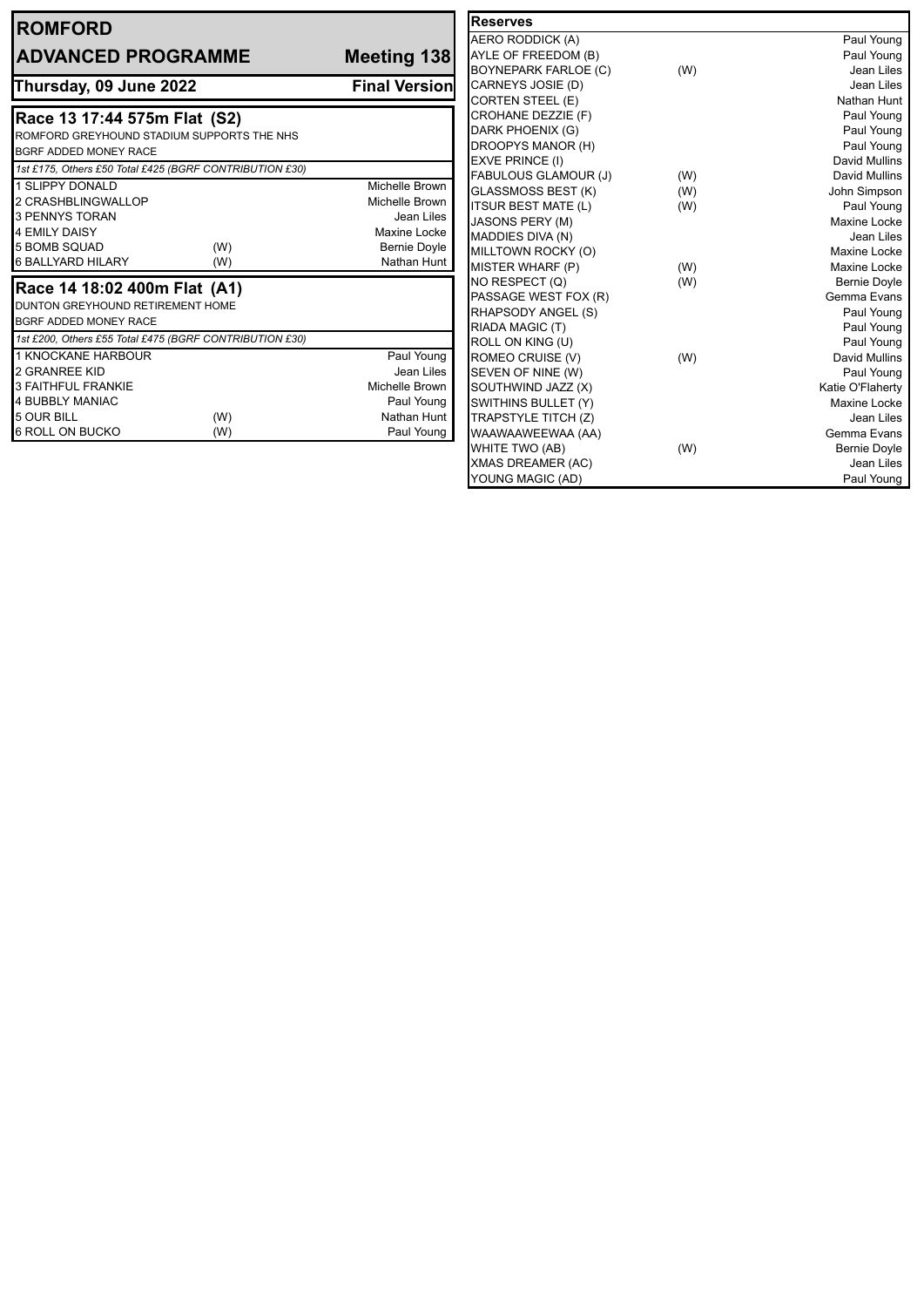# ROMFORD

## ADVANCED PROGRAMME — Meeting 138

**Thursday, 09 June 2022** — **Final Version**

### Race 13 17:44 575m Flat (S2)

ROMFORD GREYHOUND STADIUM SUPPORTS THE NHS
BGRF ADDED MONEY RACE

*1st £175, Others £50 Total £425 (BGRF CONTRIBUTION £30)*

| | | |
|---|---|---|
| 1 SLIPPY DONALD | | Michelle Brown |
| 2 CRASHBLINGWALLOP | | Michelle Brown |
| 3 PENNYS TORAN | | Jean Liles |
| 4 EMILY DAISY | | Maxine Locke |
| 5 BOMB SQUAD | (W) | Bernie Doyle |
| 6 BALLYARD HILARY | (W) | Nathan Hunt |

### Race 14 18:02 400m Flat (A1)

DUNTON GREYHOUND RETIREMENT HOME
BGRF ADDED MONEY RACE

*1st £200, Others £55 Total £475 (BGRF CONTRIBUTION £30)*

| | | |
|---|---|---|
| 1 KNOCKANE HARBOUR | | Paul Young |
| 2 GRANREE KID | | Jean Liles |
| 3 FAITHFUL FRANKIE | | Michelle Brown |
| 4 BUBBLY MANIAC | | Paul Young |
| 5 OUR BILL | (W) | Nathan Hunt |
| 6 ROLL ON BUCKO | (W) | Paul Young |

### Reserves

| | | |
|---|---|---|
| AERO RODDICK (A) | | Paul Young |
| AYLE OF FREEDOM (B) | | Paul Young |
| BOYNEPARK FARLOE (C) | (W) | Jean Liles |
| CARNEYS JOSIE (D) | | Jean Liles |
| CORTEN STEEL (E) | | Nathan Hunt |
| CROHANE DEZZIE (F) | | Paul Young |
| DARK PHOENIX (G) | | Paul Young |
| DROOPYS MANOR (H) | | Paul Young |
| EXVE PRINCE (I) | | David Mullins |
| FABULOUS GLAMOUR (J) | (W) | David Mullins |
| GLASSMOSS BEST (K) | (W) | John Simpson |
| ITSUR BEST MATE (L) | (W) | Paul Young |
| JASONS PERY (M) | | Maxine Locke |
| MADDIES DIVA (N) | | Jean Liles |
| MILLTOWN ROCKY (O) | | Maxine Locke |
| MISTER WHARF (P) | (W) | Maxine Locke |
| NO RESPECT (Q) | (W) | Bernie Doyle |
| PASSAGE WEST FOX (R) | | Gemma Evans |
| RHAPSODY ANGEL (S) | | Paul Young |
| RIADA MAGIC (T) | | Paul Young |
| ROLL ON KING (U) | | Paul Young |
| ROMEO CRUISE (V) | (W) | David Mullins |
| SEVEN OF NINE (W) | | Paul Young |
| SOUTHWIND JAZZ (X) | | Katie O'Flaherty |
| SWITHINS BULLET (Y) | | Maxine Locke |
| TRAPSTYLE TITCH (Z) | | Jean Liles |
| WAAWAAWEEWAA (AA) | | Gemma Evans |
| WHITE TWO (AB) | (W) | Bernie Doyle |
| XMAS DREAMER (AC) | | Jean Liles |
| YOUNG MAGIC (AD) | | Paul Young |